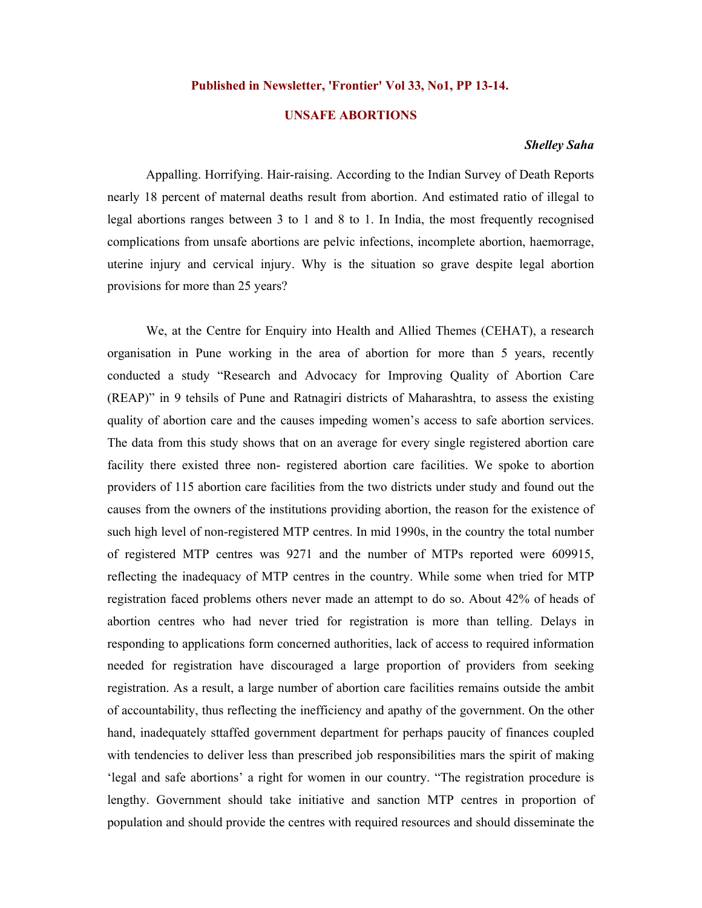**Published in Newsletter, 'Frontier' Vol 33, No1, PP 13-14.**

# UNSAFE ABORTIONS

***Shelley Saha***

Appalling. Horrifying. Hair-raising. According to the Indian Survey of Death Reports nearly 18 percent of maternal deaths result from abortion. And estimated ratio of illegal to legal abortions ranges between 3 to 1 and 8 to 1. In India, the most frequently recognised complications from unsafe abortions are pelvic infections, incomplete abortion, haemorrage, uterine injury and cervical injury. Why is the situation so grave despite legal abortion provisions for more than 25 years?

We, at the Centre for Enquiry into Health and Allied Themes (CEHAT), a research organisation in Pune working in the area of abortion for more than 5 years, recently conducted a study "Research and Advocacy for Improving Quality of Abortion Care (REAP)" in 9 tehsils of Pune and Ratnagiri districts of Maharashtra, to assess the existing quality of abortion care and the causes impeding women's access to safe abortion services. The data from this study shows that on an average for every single registered abortion care facility there existed three non- registered abortion care facilities. We spoke to abortion providers of 115 abortion care facilities from the two districts under study and found out the causes from the owners of the institutions providing abortion, the reason for the existence of such high level of non-registered MTP centres. In mid 1990s, in the country the total number of registered MTP centres was 9271 and the number of MTPs reported were 609915, reflecting the inadequacy of MTP centres in the country. While some when tried for MTP registration faced problems others never made an attempt to do so. About 42% of heads of abortion centres who had never tried for registration is more than telling. Delays in responding to applications form concerned authorities, lack of access to required information needed for registration have discouraged a large proportion of providers from seeking registration. As a result, a large number of abortion care facilities remains outside the ambit of accountability, thus reflecting the inefficiency and apathy of the government. On the other hand, inadequately sttaffed government department for perhaps paucity of finances coupled with tendencies to deliver less than prescribed job responsibilities mars the spirit of making 'legal and safe abortions' a right for women in our country. "The registration procedure is lengthy. Government should take initiative and sanction MTP centres in proportion of population and should provide the centres with required resources and should disseminate the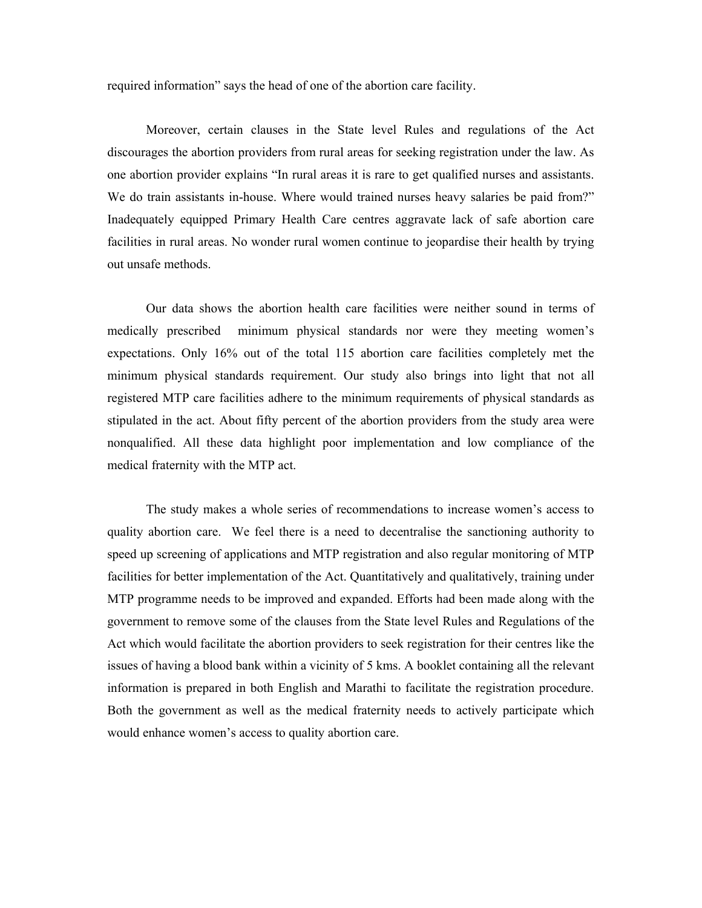required information" says the head of one of the abortion care facility.

Moreover, certain clauses in the State level Rules and regulations of the Act discourages the abortion providers from rural areas for seeking registration under the law. As one abortion provider explains "In rural areas it is rare to get qualified nurses and assistants. We do train assistants in-house. Where would trained nurses heavy salaries be paid from?" Inadequately equipped Primary Health Care centres aggravate lack of safe abortion care facilities in rural areas. No wonder rural women continue to jeopardise their health by trying out unsafe methods.

Our data shows the abortion health care facilities were neither sound in terms of medically prescribed minimum physical standards nor were they meeting women's expectations. Only 16% out of the total 115 abortion care facilities completely met the minimum physical standards requirement. Our study also brings into light that not all registered MTP care facilities adhere to the minimum requirements of physical standards as stipulated in the act. About fifty percent of the abortion providers from the study area were nonqualified. All these data highlight poor implementation and low compliance of the medical fraternity with the MTP act.

The study makes a whole series of recommendations to increase women's access to quality abortion care. We feel there is a need to decentralise the sanctioning authority to speed up screening of applications and MTP registration and also regular monitoring of MTP facilities for better implementation of the Act. Quantitatively and qualitatively, training under MTP programme needs to be improved and expanded. Efforts had been made along with the government to remove some of the clauses from the State level Rules and Regulations of the Act which would facilitate the abortion providers to seek registration for their centres like the issues of having a blood bank within a vicinity of 5 kms. A booklet containing all the relevant information is prepared in both English and Marathi to facilitate the registration procedure. Both the government as well as the medical fraternity needs to actively participate which would enhance women's access to quality abortion care.